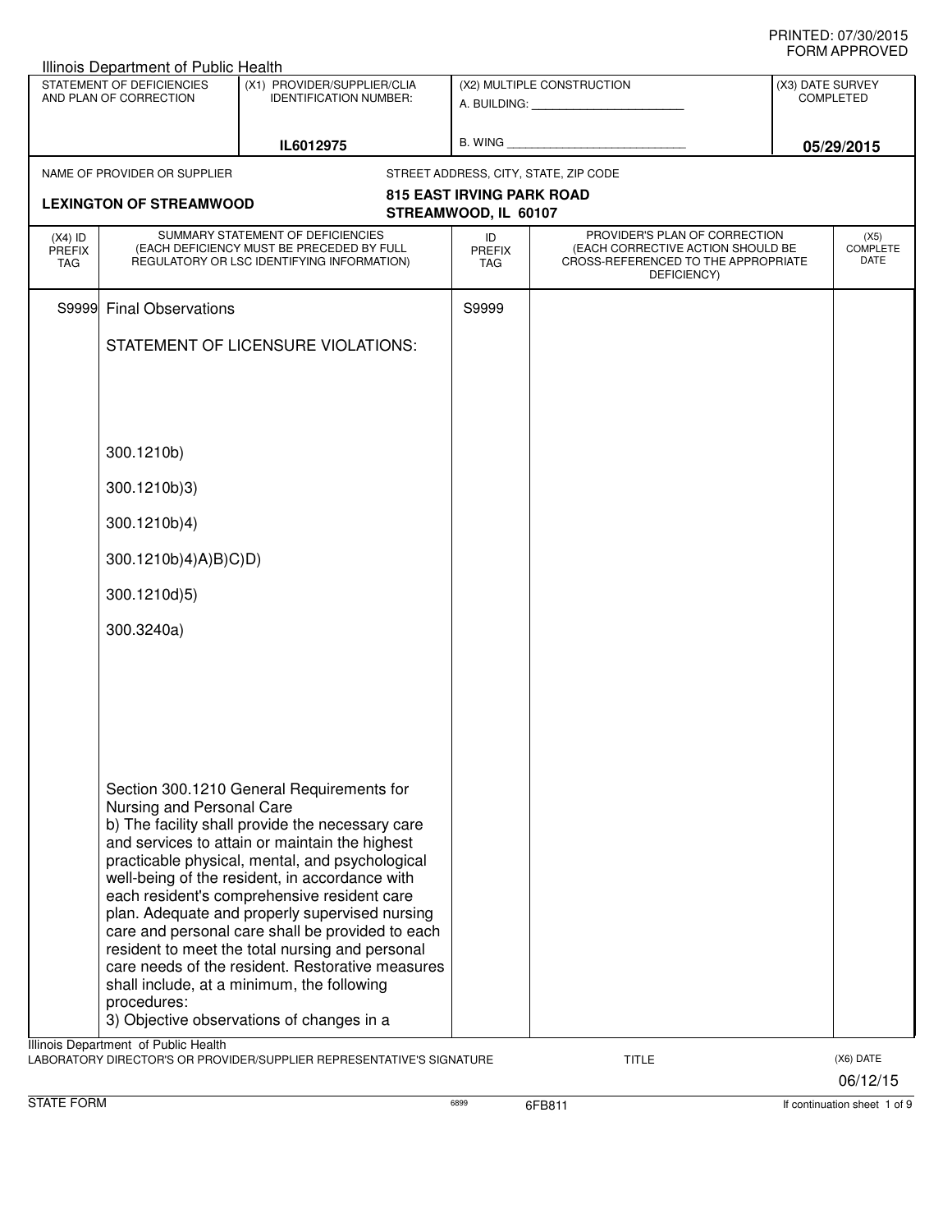PRINTED: 07/30/2015
FORM APPROVED

Illinois Department of Public Health

| STATEMENT OF DEFICIENCIES AND PLAN OF CORRECTION | (X1) PROVIDER/SUPPLIER/CLIA IDENTIFICATION NUMBER: | (X2) MULTIPLE CONSTRUCTION | (X3) DATE SURVEY COMPLETED |
|---|---|---|---|
| | IL6012975 | A. BUILDING: ______ B. WING ______ | 05/29/2015 |

NAME OF PROVIDER OR SUPPLIER: **LEXINGTON OF STREAMWOOD**

STREET ADDRESS, CITY, STATE, ZIP CODE: **815 EAST IRVING PARK ROAD, STREAMWOOD, IL 60107**

| (X4) ID PREFIX TAG | SUMMARY STATEMENT OF DEFICIENCIES (EACH DEFICIENCY MUST BE PRECEDED BY FULL REGULATORY OR LSC IDENTIFYING INFORMATION) | ID PREFIX TAG | PROVIDER'S PLAN OF CORRECTION (EACH CORRECTIVE ACTION SHOULD BE CROSS-REFERENCED TO THE APPROPRIATE DEFICIENCY) | (X5) COMPLETE DATE |
|---|---|---|---|---|
| S9999 | Final Observations | S9999 | | |

STATEMENT OF LICENSURE VIOLATIONS:

300.1210b)

300.1210b)3)

300.1210b)4)

300.1210b)4)A)B)C)D)

300.1210d)5)

300.3240a)

Section 300.1210 General Requirements for Nursing and Personal Care

b) The facility shall provide the necessary care and services to attain or maintain the highest practicable physical, mental, and psychological well-being of the resident, in accordance with each resident's comprehensive resident care plan. Adequate and properly supervised nursing care and personal care shall be provided to each resident to meet the total nursing and personal care needs of the resident. Restorative measures shall include, at a minimum, the following procedures:

3) Objective observations of changes in a

Illinois Department of Public Health

LABORATORY DIRECTOR'S OR PROVIDER/SUPPLIER REPRESENTATIVE'S SIGNATURE | TITLE | (X6) DATE 06/12/15

STATE FORM | 6899 | 6FB811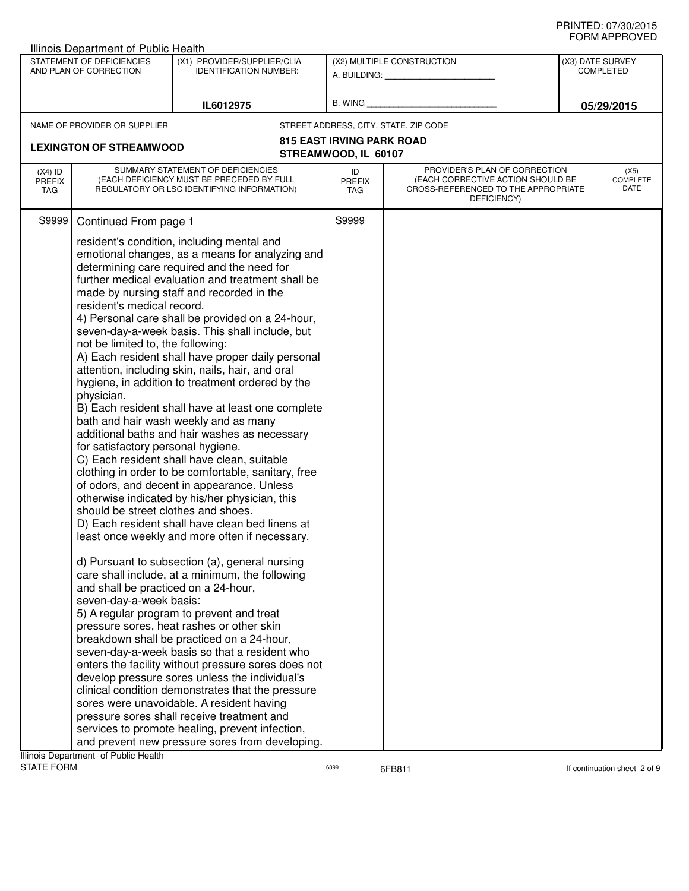PRINTED: 07/30/2015
FORM APPROVED

Illinois Department of Public Health

| STATEMENT OF DEFICIENCIES AND PLAN OF CORRECTION | (X1) PROVIDER/SUPPLIER/CLIA IDENTIFICATION NUMBER: | (X2) MULTIPLE CONSTRUCTION | (X3) DATE SURVEY COMPLETED |
|---|---|---|---|
| | IL6012975 | A. BUILDING: ______ B. WING ______ | 05/29/2015 |

NAME OF PROVIDER OR SUPPLIER: **LEXINGTON OF STREAMWOOD**

STREET ADDRESS, CITY, STATE, ZIP CODE: **815 EAST IRVING PARK ROAD, STREAMWOOD, IL 60107**

| (X4) ID PREFIX TAG | SUMMARY STATEMENT OF DEFICIENCIES (EACH DEFICIENCY MUST BE PRECEDED BY FULL REGULATORY OR LSC IDENTIFYING INFORMATION) | ID PREFIX TAG | PROVIDER'S PLAN OF CORRECTION (EACH CORRECTIVE ACTION SHOULD BE CROSS-REFERENCED TO THE APPROPRIATE DEFICIENCY) | (X5) COMPLETE DATE |
|---|---|---|---|---|
| S9999 | Continued From page 1 | S9999 | | |

resident's condition, including mental and emotional changes, as a means for analyzing and determining care required and the need for further medical evaluation and treatment shall be made by nursing staff and recorded in the resident's medical record.

4) Personal care shall be provided on a 24-hour, seven-day-a-week basis. This shall include, but not be limited to, the following:

A) Each resident shall have proper daily personal attention, including skin, nails, hair, and oral hygiene, in addition to treatment ordered by the physician.

B) Each resident shall have at least one complete bath and hair wash weekly and as many additional baths and hair washes as necessary for satisfactory personal hygiene.

C) Each resident shall have clean, suitable clothing in order to be comfortable, sanitary, free of odors, and decent in appearance. Unless otherwise indicated by his/her physician, this should be street clothes and shoes.

D) Each resident shall have clean bed linens at least once weekly and more often if necessary.

d) Pursuant to subsection (a), general nursing care shall include, at a minimum, the following and shall be practiced on a 24-hour, seven-day-a-week basis:

5) A regular program to prevent and treat pressure sores, heat rashes or other skin breakdown shall be practiced on a 24-hour, seven-day-a-week basis so that a resident who enters the facility without pressure sores does not develop pressure sores unless the individual's clinical condition demonstrates that the pressure sores were unavoidable. A resident having pressure sores shall receive treatment and services to promote healing, prevent infection, and prevent new pressure sores from developing.

Illinois Department of Public Health
STATE FORM 6899 6FB811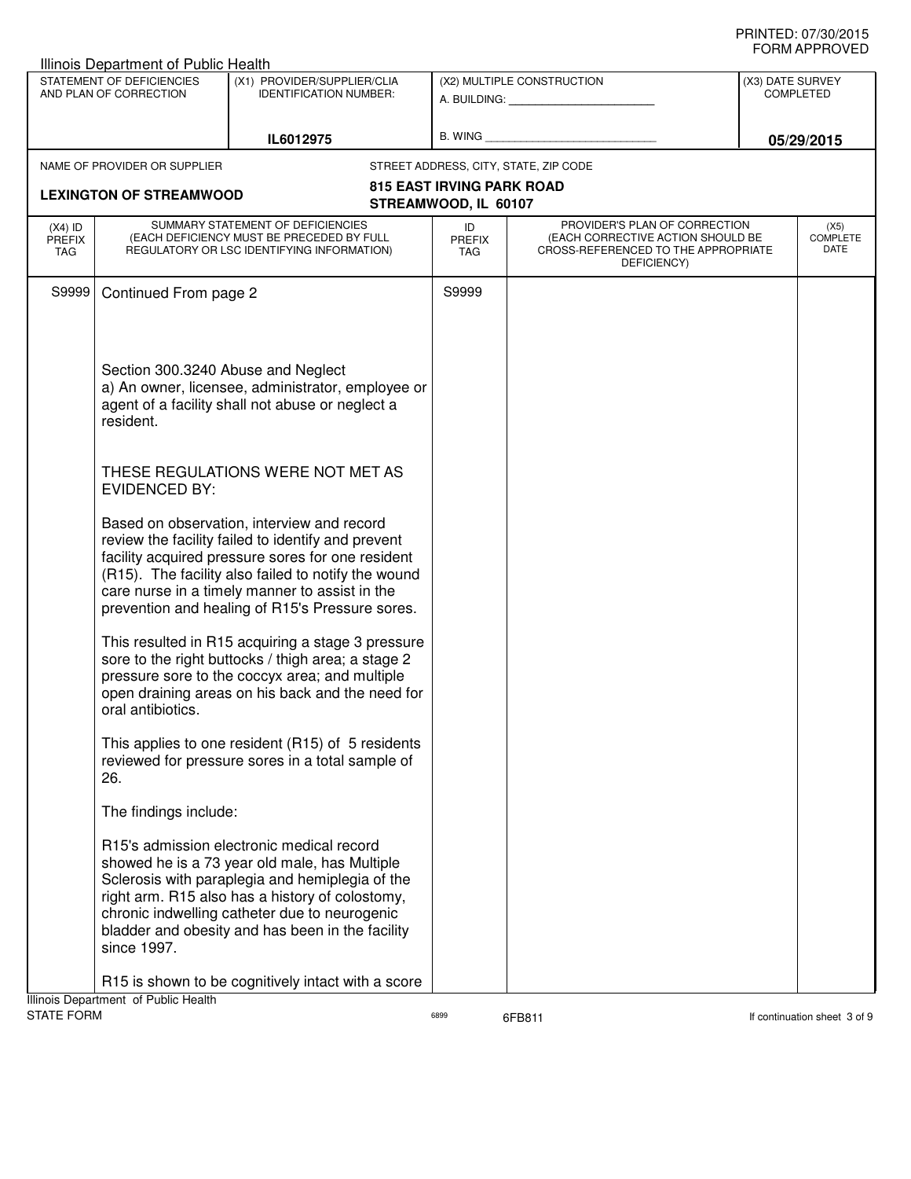Illinois Department of Public Health

| STATEMENT OF DEFICIENCIES AND PLAN OF CORRECTION | (X1) PROVIDER/SUPPLIER/CLIA IDENTIFICATION NUMBER: | (X2) MULTIPLE CONSTRUCTION | (X3) DATE SURVEY COMPLETED |
|---|---|---|---|
| | IL6012975 | A. BUILDING: ______ B. WING ______ | 05/29/2015 |

| NAME OF PROVIDER OR SUPPLIER | STREET ADDRESS, CITY, STATE, ZIP CODE |
|---|---|
| LEXINGTON OF STREAMWOOD | 815 EAST IRVING PARK ROAD STREAMWOOD, IL 60107 |

| (X4) ID PREFIX TAG | SUMMARY STATEMENT OF DEFICIENCIES (EACH DEFICIENCY MUST BE PRECEDED BY FULL REGULATORY OR LSC IDENTIFYING INFORMATION) | ID PREFIX TAG | PROVIDER'S PLAN OF CORRECTION (EACH CORRECTIVE ACTION SHOULD BE CROSS-REFERENCED TO THE APPROPRIATE DEFICIENCY) | (X5) COMPLETE DATE |
|---|---|---|---|---|
| S9999 | Continued From page 2 | S9999 | | |

Section 300.3240 Abuse and Neglect
a) An owner, licensee, administrator, employee or agent of a facility shall not abuse or neglect a resident.

THESE REGULATIONS WERE NOT MET AS EVIDENCED BY:

Based on observation, interview and record review the facility failed to identify and prevent facility acquired pressure sores for one resident (R15). The facility also failed to notify the wound care nurse in a timely manner to assist in the prevention and healing of R15's Pressure sores.

This resulted in R15 acquiring a stage 3 pressure sore to the right buttocks / thigh area; a stage 2 pressure sore to the coccyx area; and multiple open draining areas on his back and the need for oral antibiotics.

This applies to one resident (R15) of 5 residents reviewed for pressure sores in a total sample of 26.

The findings include:

R15's admission electronic medical record showed he is a 73 year old male, has Multiple Sclerosis with paraplegia and hemiplegia of the right arm. R15 also has a history of colostomy, chronic indwelling catheter due to neurogenic bladder and obesity and has been in the facility since 1997.

R15 is shown to be cognitively intact with a score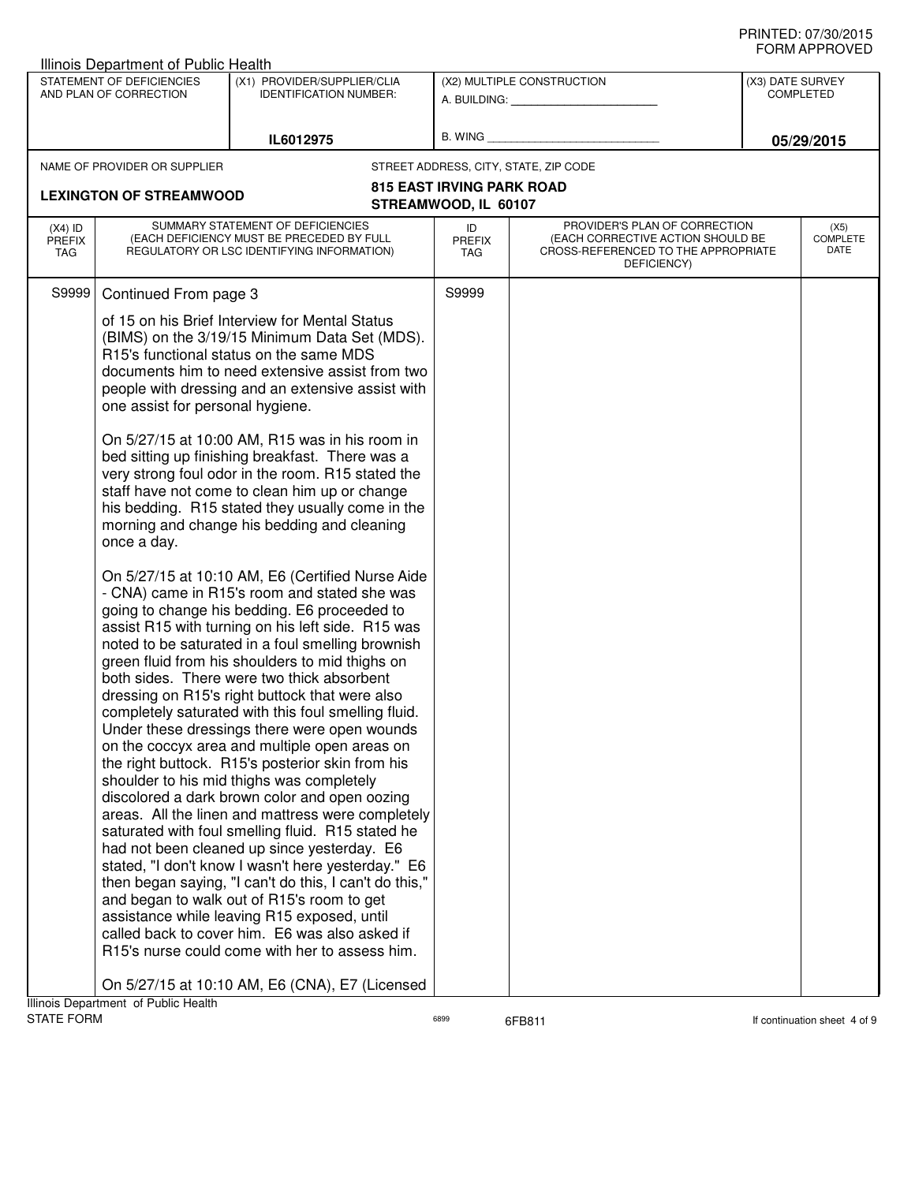Illinois Department of Public Health

| STATEMENT OF DEFICIENCIES AND PLAN OF CORRECTION | (X1) PROVIDER/SUPPLIER/CLIA IDENTIFICATION NUMBER: | (X2) MULTIPLE CONSTRUCTION | (X3) DATE SURVEY COMPLETED |
|---|---|---|---|
| | IL6012975 | A. BUILDING: ______ B. WING ______ | 05/29/2015 |

NAME OF PROVIDER OR SUPPLIER: **LEXINGTON OF STREAMWOOD**

STREET ADDRESS, CITY, STATE, ZIP CODE: **815 EAST IRVING PARK ROAD STREAMWOOD, IL 60107**

| (X4) ID PREFIX TAG | SUMMARY STATEMENT OF DEFICIENCIES (EACH DEFICIENCY MUST BE PRECEDED BY FULL REGULATORY OR LSC IDENTIFYING INFORMATION) | ID PREFIX TAG | PROVIDER'S PLAN OF CORRECTION (EACH CORRECTIVE ACTION SHOULD BE CROSS-REFERENCED TO THE APPROPRIATE DEFICIENCY) | (X5) COMPLETE DATE |
|---|---|---|---|---|
| S9999 | Continued From page 3 | S9999 | | |

of 15 on his Brief Interview for Mental Status (BIMS) on the 3/19/15 Minimum Data Set (MDS). R15's functional status on the same MDS documents him to need extensive assist from two people with dressing and an extensive assist with one assist for personal hygiene.

On 5/27/15 at 10:00 AM, R15 was in his room in bed sitting up finishing breakfast. There was a very strong foul odor in the room. R15 stated the staff have not come to clean him up or change his bedding. R15 stated they usually come in the morning and change his bedding and cleaning once a day.

On 5/27/15 at 10:10 AM, E6 (Certified Nurse Aide - CNA) came in R15's room and stated she was going to change his bedding. E6 proceeded to assist R15 with turning on his left side. R15 was noted to be saturated in a foul smelling brownish green fluid from his shoulders to mid thighs on both sides. There were two thick absorbent dressing on R15's right buttock that were also completely saturated with this foul smelling fluid. Under these dressings there were open wounds on the coccyx area and multiple open areas on the right buttock. R15's posterior skin from his shoulder to his mid thighs was completely discolored a dark brown color and open oozing areas. All the linen and mattress were completely saturated with foul smelling fluid. R15 stated he had not been cleaned up since yesterday. E6 stated, "I don't know I wasn't here yesterday." E6 then began saying, "I can't do this, I can't do this," and began to walk out of R15's room to get assistance while leaving R15 exposed, until called back to cover him. E6 was also asked if R15's nurse could come with her to assess him.

On 5/27/15 at 10:10 AM, E6 (CNA), E7 (Licensed

Illinois Department of Public Health
STATE FORM 6899 6FB811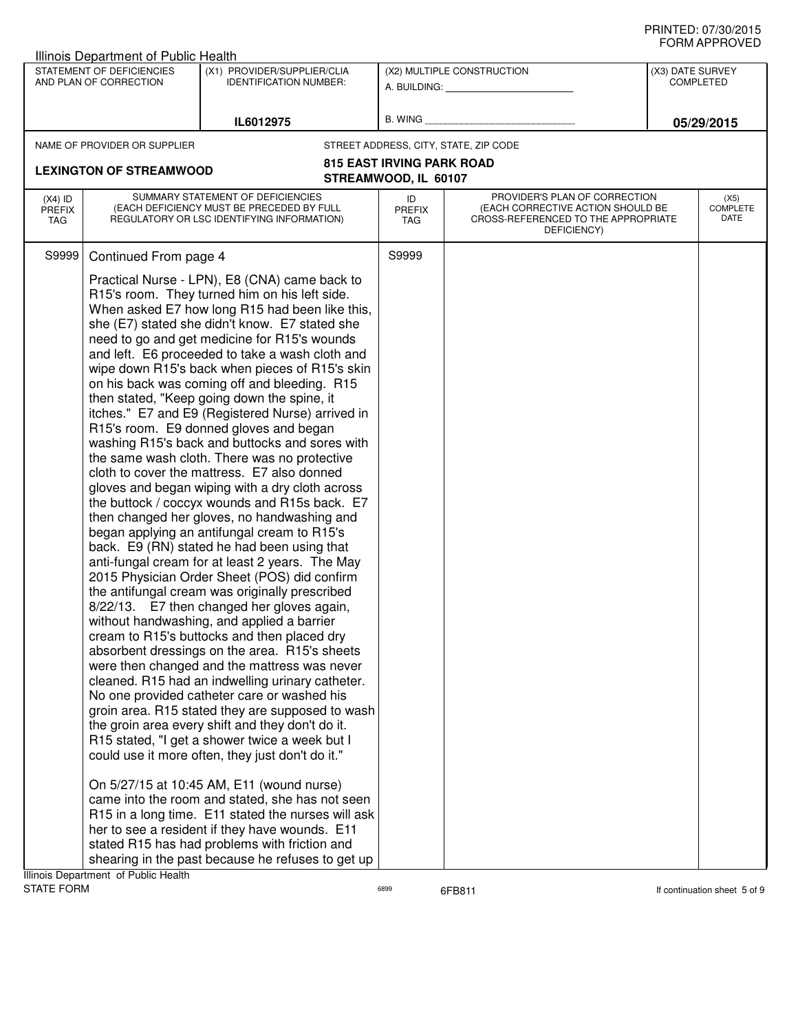Illinois Department of Public Health

| STATEMENT OF DEFICIENCIES AND PLAN OF CORRECTION | (X1) PROVIDER/SUPPLIER/CLIA IDENTIFICATION NUMBER: | (X2) MULTIPLE CONSTRUCTION | (X3) DATE SURVEY COMPLETED |
|---|---|---|---|
| | IL6012975 | A. BUILDING: ________ B. WING ________ | 05/29/2015 |

NAME OF PROVIDER OR SUPPLIER: **LEXINGTON OF STREAMWOOD**

STREET ADDRESS, CITY, STATE, ZIP CODE: **815 EAST IRVING PARK ROAD, STREAMWOOD, IL 60107**

| (X4) ID PREFIX TAG | SUMMARY STATEMENT OF DEFICIENCIES (EACH DEFICIENCY MUST BE PRECEDED BY FULL REGULATORY OR LSC IDENTIFYING INFORMATION) | ID PREFIX TAG | PROVIDER'S PLAN OF CORRECTION (EACH CORRECTIVE ACTION SHOULD BE CROSS-REFERENCED TO THE APPROPRIATE DEFICIENCY) | (X5) COMPLETE DATE |
|---|---|---|---|---|
| S9999 | Continued From page 4 | S9999 | | |

Practical Nurse - LPN), E8 (CNA) came back to R15's room. They turned him on his left side. When asked E7 how long R15 had been like this, she (E7) stated she didn't know. E7 stated she need to go and get medicine for R15's wounds and left. E6 proceeded to take a wash cloth and wipe down R15's back when pieces of R15's skin on his back was coming off and bleeding. R15 then stated, "Keep going down the spine, it itches." E7 and E9 (Registered Nurse) arrived in R15's room. E9 donned gloves and began washing R15's back and buttocks and sores with the same wash cloth. There was no protective cloth to cover the mattress. E7 also donned gloves and began wiping with a dry cloth across the buttock / coccyx wounds and R15s back. E7 then changed her gloves, no handwashing and began applying an antifungal cream to R15's back. E9 (RN) stated he had been using that anti-fungal cream for at least 2 years. The May 2015 Physician Order Sheet (POS) did confirm the antifungal cream was originally prescribed 8/22/13. E7 then changed her gloves again, without handwashing, and applied a barrier cream to R15's buttocks and then placed dry absorbent dressings on the area. R15's sheets were then changed and the mattress was never cleaned. R15 had an indwelling urinary catheter. No one provided catheter care or washed his groin area. R15 stated they are supposed to wash the groin area every shift and they don't do it. R15 stated, "I get a shower twice a week but I could use it more often, they just don't do it."

On 5/27/15 at 10:45 AM, E11 (wound nurse) came into the room and stated, she has not seen R15 in a long time. E11 stated the nurses will ask her to see a resident if they have wounds. E11 stated R15 has had problems with friction and shearing in the past because he refuses to get up

Illinois Department of Public Health
STATE FORM 6899 6FB811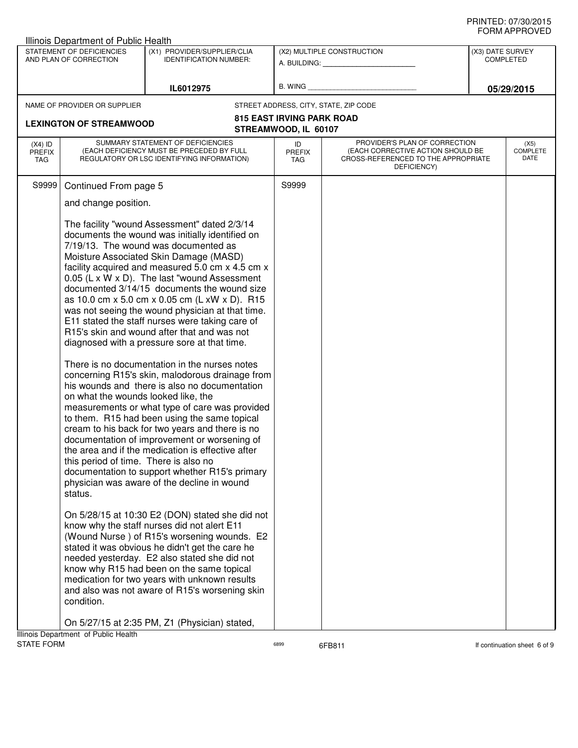| (X4) ID PREFIX TAG | SUMMARY STATEMENT OF DEFICIENCIES (EACH DEFICIENCY MUST BE PRECEDED BY FULL REGULATORY OR LSC IDENTIFYING INFORMATION) | ID PREFIX TAG | PROVIDER'S PLAN OF CORRECTION (EACH CORRECTIVE ACTION SHOULD BE CROSS-REFERENCED TO THE APPROPRIATE DEFICIENCY) | (X5) COMPLETE DATE |
|---|---|---|---|---|
| S9999 | Continued From page 5 | S9999 | | |

and change position.

The facility "wound Assessment" dated 2/3/14 documents the wound was initially identified on 7/19/13. The wound was documented as Moisture Associated Skin Damage (MASD) facility acquired and measured 5.0 cm x 4.5 cm x 0.05 (L x W x D). The last "wound Assessment documented 3/14/15 documents the wound size as 10.0 cm x 5.0 cm x 0.05 cm (L xW x D). R15 was not seeing the wound physician at that time. E11 stated the staff nurses were taking care of R15's skin and wound after that and was not diagnosed with a pressure sore at that time.

There is no documentation in the nurses notes concerning R15's skin, malodorous drainage from his wounds and there is also no documentation on what the wounds looked like, the measurements or what type of care was provided to them. R15 had been using the same topical cream to his back for two years and there is no documentation of improvement or worsening of the area and if the medication is effective after this period of time. There is also no documentation to support whether R15's primary physician was aware of the decline in wound status.

On 5/28/15 at 10:30 E2 (DON) stated she did not know why the staff nurses did not alert E11 (Wound Nurse ) of R15's worsening wounds. E2 stated it was obvious he didn't get the care he needed yesterday. E2 also stated she did not know why R15 had been on the same topical medication for two years with unknown results and also was not aware of R15's worsening skin condition.

On 5/27/15 at 2:35 PM, Z1 (Physician) stated,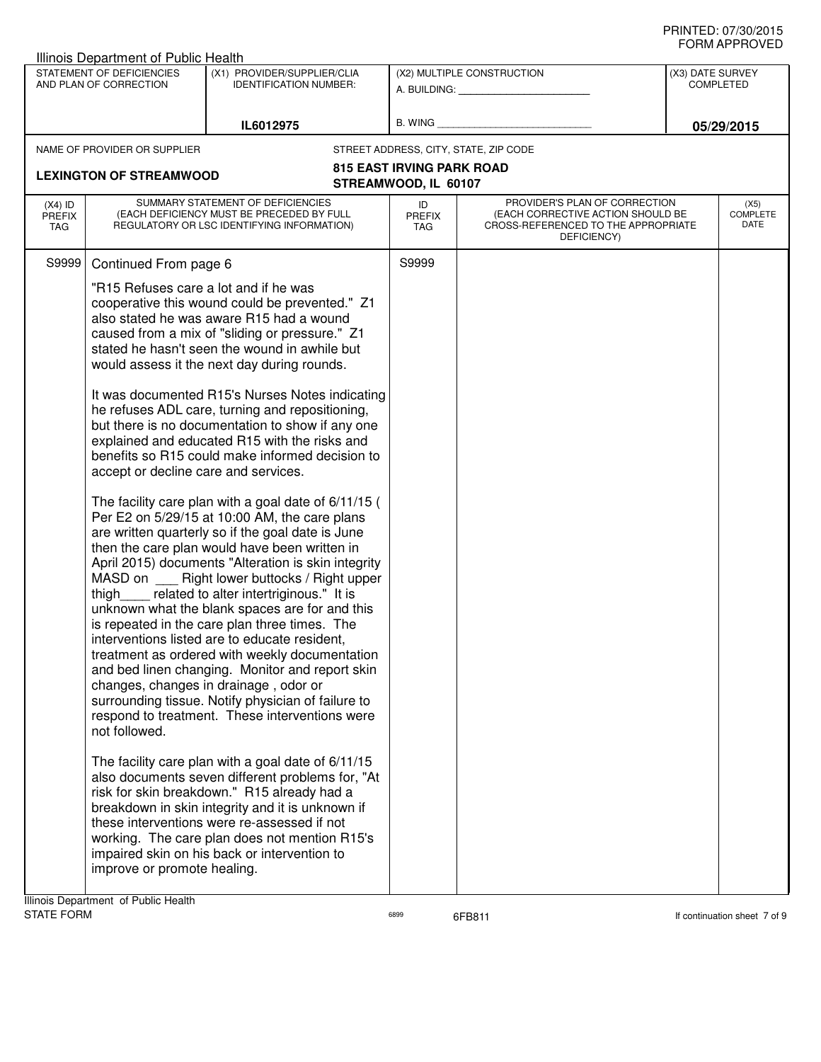PRINTED: 07/30/2015
FORM APPROVED

Illinois Department of Public Health

| STATEMENT OF DEFICIENCIES AND PLAN OF CORRECTION | (X1) PROVIDER/SUPPLIER/CLIA IDENTIFICATION NUMBER: | (X2) MULTIPLE CONSTRUCTION | (X3) DATE SURVEY COMPLETED |
|---|---|---|---|
| | IL6012975 | A. BUILDING: ___ B. WING ___ | 05/29/2015 |

NAME OF PROVIDER OR SUPPLIER: **LEXINGTON OF STREAMWOOD**

STREET ADDRESS, CITY, STATE, ZIP CODE: **815 EAST IRVING PARK ROAD, STREAMWOOD, IL 60107**

| (X4) ID PREFIX TAG | SUMMARY STATEMENT OF DEFICIENCIES (EACH DEFICIENCY MUST BE PRECEDED BY FULL REGULATORY OR LSC IDENTIFYING INFORMATION) | ID PREFIX TAG | PROVIDER'S PLAN OF CORRECTION (EACH CORRECTIVE ACTION SHOULD BE CROSS-REFERENCED TO THE APPROPRIATE DEFICIENCY) | (X5) COMPLETE DATE |
|---|---|---|---|---|
| S9999 | Continued From page 6<br><br>"R15 Refuses care a lot and if he was cooperative this wound could be prevented." Z1 also stated he was aware R15 had a wound caused from a mix of "sliding or pressure." Z1 stated he hasn't seen the wound in awhile but would assess it the next day during rounds.<br><br>It was documented R15's Nurses Notes indicating he refuses ADL care, turning and repositioning, but there is no documentation to show if any one explained and educated R15 with the risks and benefits so R15 could make informed decision to accept or decline care and services.<br><br>The facility care plan with a goal date of 6/11/15 ( Per E2 on 5/29/15 at 10:00 AM, the care plans are written quarterly so if the goal date is June then the care plan would have been written in April 2015) documents "Alteration is skin integrity MASD on ___ Right lower buttocks / Right upper thigh____ related to alter intertriginous." It is unknown what the blank spaces are for and this is repeated in the care plan three times. The interventions listed are to educate resident, treatment as ordered with weekly documentation and bed linen changing. Monitor and report skin changes, changes in drainage , odor or surrounding tissue. Notify physician of failure to respond to treatment. These interventions were not followed.<br><br>The facility care plan with a goal date of 6/11/15 also documents seven different problems for, "At risk for skin breakdown." R15 already had a breakdown in skin integrity and it is unknown if these interventions were re-assessed if not working. The care plan does not mention R15's impaired skin on his back or intervention to improve or promote healing. | S9999 | | |

Illinois Department of Public Health
STATE FORM 6899 6FB811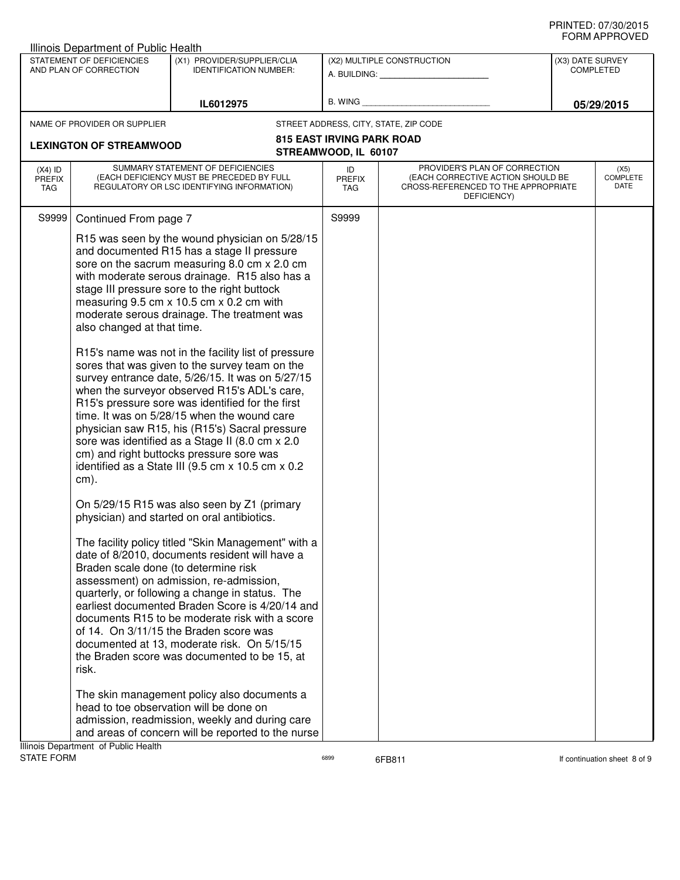Illinois Department of Public Health

| STATEMENT OF DEFICIENCIES AND PLAN OF CORRECTION | (X1) PROVIDER/SUPPLIER/CLIA IDENTIFICATION NUMBER: | (X2) MULTIPLE CONSTRUCTION | (X3) DATE SURVEY COMPLETED |
|---|---|---|---|
| | IL6012975 | A. BUILDING: ______ B. WING ______ | 05/29/2015 |

NAME OF PROVIDER OR SUPPLIER: **LEXINGTON OF STREAMWOOD**

STREET ADDRESS, CITY, STATE, ZIP CODE: **815 EAST IRVING PARK ROAD STREAMWOOD, IL 60107**

| (X4) ID PREFIX TAG | SUMMARY STATEMENT OF DEFICIENCIES (EACH DEFICIENCY MUST BE PRECEDED BY FULL REGULATORY OR LSC IDENTIFYING INFORMATION) | ID PREFIX TAG | PROVIDER'S PLAN OF CORRECTION (EACH CORRECTIVE ACTION SHOULD BE CROSS-REFERENCED TO THE APPROPRIATE DEFICIENCY) | (X5) COMPLETE DATE |
|---|---|---|---|---|
| S9999 | Continued From page 7 | S9999 | | |

R15 was seen by the wound physician on 5/28/15 and documented R15 has a stage II pressure sore on the sacrum measuring 8.0 cm x 2.0 cm with moderate serous drainage. R15 also has a stage III pressure sore to the right buttock measuring 9.5 cm x 10.5 cm x 0.2 cm with moderate serous drainage. The treatment was also changed at that time.

R15's name was not in the facility list of pressure sores that was given to the survey team on the survey entrance date, 5/26/15. It was on 5/27/15 when the surveyor observed R15's ADL's care, R15's pressure sore was identified for the first time. It was on 5/28/15 when the wound care physician saw R15, his (R15's) Sacral pressure sore was identified as a Stage II (8.0 cm x 2.0 cm) and right buttocks pressure sore was identified as a State III (9.5 cm x 10.5 cm x 0.2 cm).

On 5/29/15 R15 was also seen by Z1 (primary physician) and started on oral antibiotics.

The facility policy titled "Skin Management" with a date of 8/2010, documents resident will have a Braden scale done (to determine risk assessment) on admission, re-admission, quarterly, or following a change in status. The earliest documented Braden Score is 4/20/14 and documents R15 to be moderate risk with a score of 14. On 3/11/15 the Braden score was documented at 13, moderate risk. On 5/15/15 the Braden score was documented to be 15, at risk.

The skin management policy also documents a head to toe observation will be done on admission, readmission, weekly and during care and areas of concern will be reported to the nurse

Illinois Department of Public Health
STATE FORM 6899 6FB811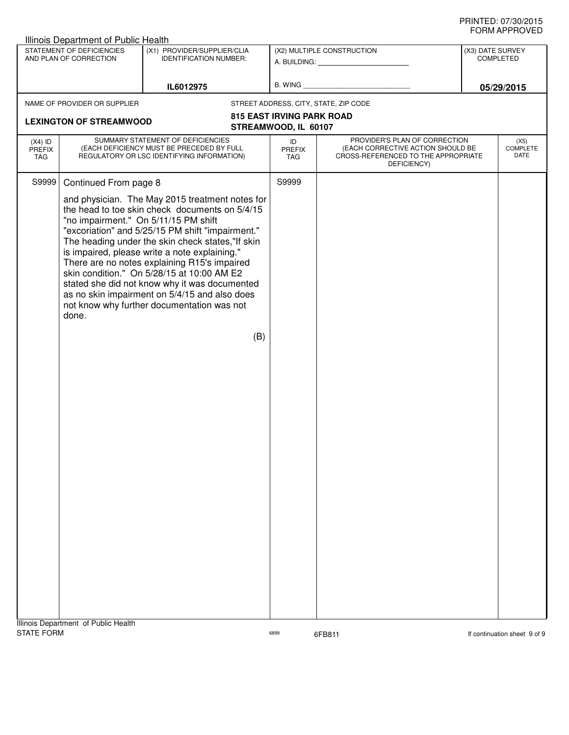PRINTED: 07/30/2015
FORM APPROVED

Illinois Department of Public Health

| STATEMENT OF DEFICIENCIES AND PLAN OF CORRECTION | (X1) PROVIDER/SUPPLIER/CLIA IDENTIFICATION NUMBER: | (X2) MULTIPLE CONSTRUCTION | (X3) DATE SURVEY COMPLETED |
|---|---|---|---|
| | IL6012975 | A. BUILDING: ______ B. WING ______ | 05/29/2015 |

| NAME OF PROVIDER OR SUPPLIER | STREET ADDRESS, CITY, STATE, ZIP CODE |
|---|---|
| LEXINGTON OF STREAMWOOD | 815 EAST IRVING PARK ROAD STREAMWOOD, IL 60107 |

| (X4) ID PREFIX TAG | SUMMARY STATEMENT OF DEFICIENCIES (EACH DEFICIENCY MUST BE PRECEDED BY FULL REGULATORY OR LSC IDENTIFYING INFORMATION) | ID PREFIX TAG | PROVIDER'S PLAN OF CORRECTION (EACH CORRECTIVE ACTION SHOULD BE CROSS-REFERENCED TO THE APPROPRIATE DEFICIENCY) | (X5) COMPLETE DATE |
|---|---|---|---|---|
| S9999 | Continued From page 8<br><br>and physician. The May 2015 treatment notes for the head to toe skin check documents on 5/4/15 "no impairment." On 5/11/15 PM shift "excoriation" and 5/25/15 PM shift "impairment." The heading under the skin check states,"If skin is impaired, please write a note explaining." There are no notes explaining R15's impaired skin condition." On 5/28/15 at 10:00 AM E2 stated she did not know why it was documented as no skin impairment on 5/4/15 and also does not know why further documentation was not done.<br><br>(B) | S9999 | | |

Illinois Department of Public Health
STATE FORM 6899 6FB811 If continuation sheet 9 of 9